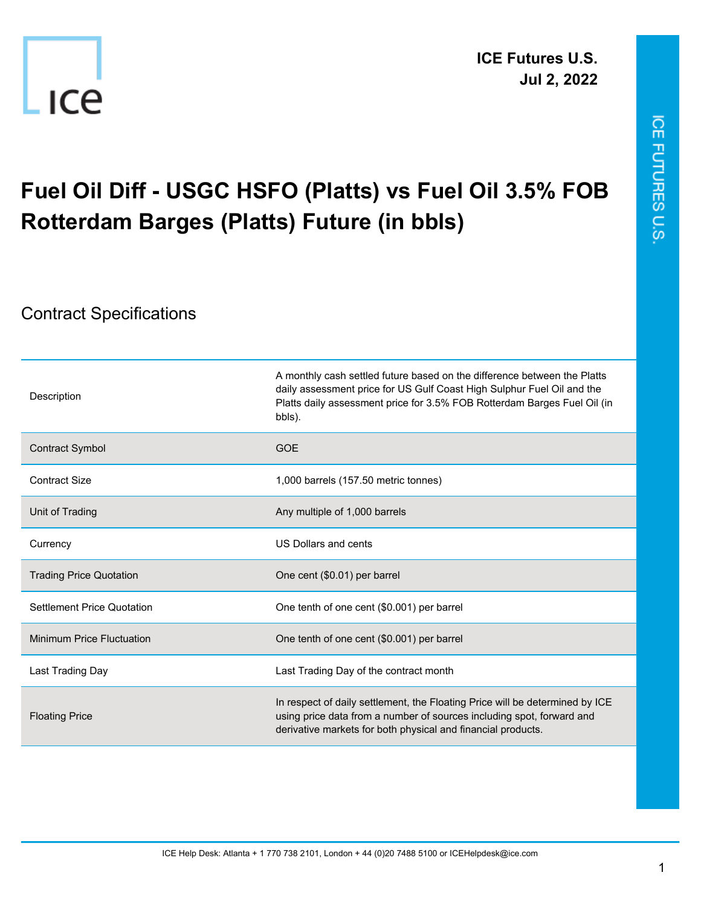ICE Futures U.S.
Jul 2, 2022

# Fuel Oil Diff - USGC HSFO (Platts) vs Fuel Oil 3.5% FOB Rotterdam Barges (Platts) Future (in bbls)

## Contract Specifications

| | |
|---|---|
| Description | A monthly cash settled future based on the difference between the Platts daily assessment price for US Gulf Coast High Sulphur Fuel Oil and the Platts daily assessment price for 3.5% FOB Rotterdam Barges Fuel Oil (in bbls). |
| Contract Symbol | GOE |
| Contract Size | 1,000 barrels (157.50 metric tonnes) |
| Unit of Trading | Any multiple of 1,000 barrels |
| Currency | US Dollars and cents |
| Trading Price Quotation | One cent ($0.01) per barrel |
| Settlement Price Quotation | One tenth of one cent ($0.001) per barrel |
| Minimum Price Fluctuation | One tenth of one cent ($0.001) per barrel |
| Last Trading Day | Last Trading Day of the contract month |
| Floating Price | In respect of daily settlement, the Floating Price will be determined by ICE using price data from a number of sources including spot, forward and derivative markets for both physical and financial products. |

ICE Help Desk: Atlanta + 1 770 738 2101, London + 44 (0)20 7488 5100 or ICEHelpdesk@ice.com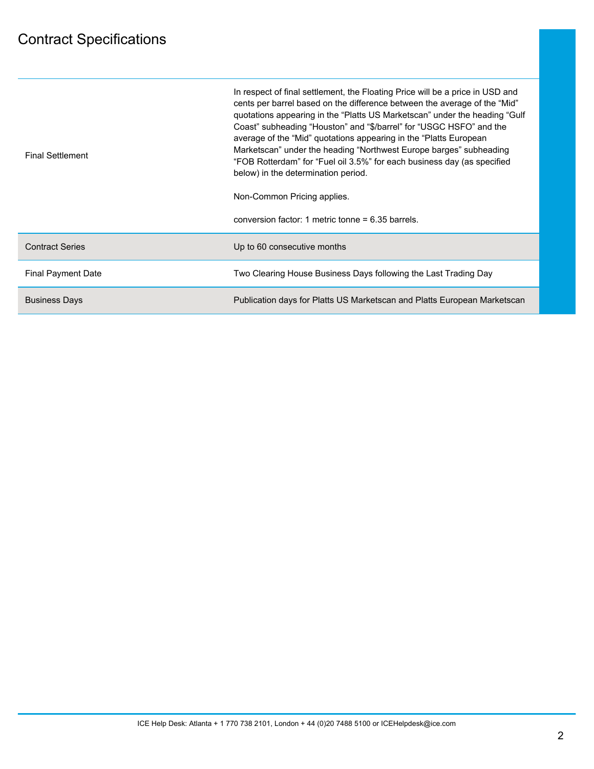# Contract Specifications

| | |
|---|---|
| Final Settlement | In respect of final settlement, the Floating Price will be a price in USD and cents per barrel based on the difference between the average of the "Mid" quotations appearing in the "Platts US Marketscan" under the heading "Gulf Coast" subheading "Houston" and "$/barrel" for "USGC HSFO" and the average of the "Mid" quotations appearing in the "Platts European Marketscan" under the heading "Northwest Europe barges" subheading "FOB Rotterdam" for "Fuel oil 3.5%" for each business day (as specified below) in the determination period.<br><br>Non-Common Pricing applies.<br><br>conversion factor: 1 metric tonne = 6.35 barrels. |
| Contract Series | Up to 60 consecutive months |
| Final Payment Date | Two Clearing House Business Days following the Last Trading Day |
| Business Days | Publication days for Platts US Marketscan and Platts European Marketscan |

ICE Help Desk: Atlanta + 1 770 738 2101, London + 44 (0)20 7488 5100 or ICEHelpdesk@ice.com